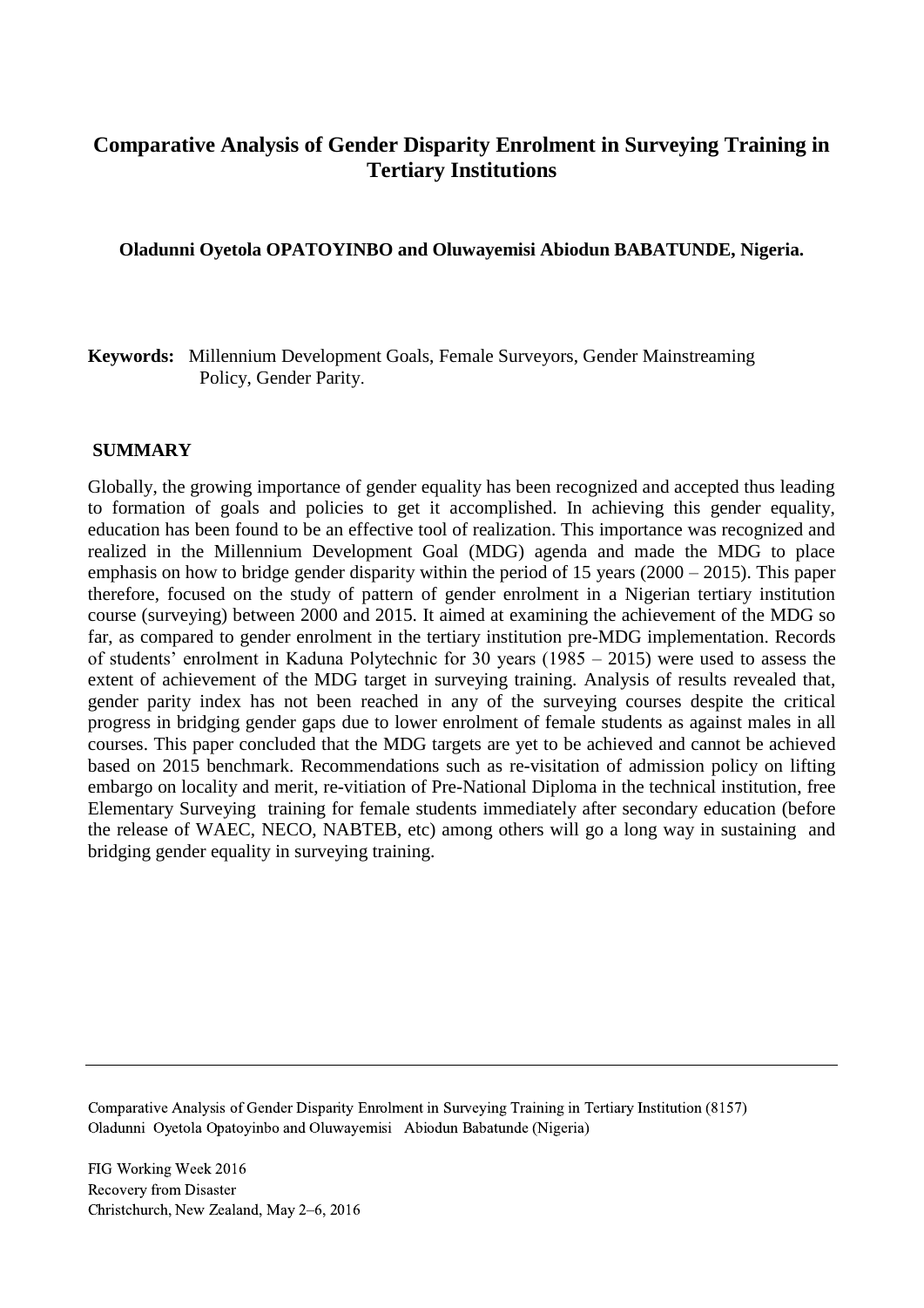# Comparative Analysis of Gender Disparity Enrolment in Surveying Training in Tertiary Institutions

**Oladunni Oyetola OPATOYINBO and Oluwayemisi Abiodun BABATUNDE, Nigeria.**

**Keywords:** Millennium Development Goals, Female Surveyors, Gender Mainstreaming Policy, Gender Parity.

## SUMMARY

Globally, the growing importance of gender equality has been recognized and accepted thus leading to formation of goals and policies to get it accomplished. In achieving this gender equality, education has been found to be an effective tool of realization. This importance was recognized and realized in the Millennium Development Goal (MDG) agenda and made the MDG to place emphasis on how to bridge gender disparity within the period of 15 years (2000 – 2015). This paper therefore, focused on the study of pattern of gender enrolment in a Nigerian tertiary institution course (surveying) between 2000 and 2015. It aimed at examining the achievement of the MDG so far, as compared to gender enrolment in the tertiary institution pre-MDG implementation. Records of students' enrolment in Kaduna Polytechnic for 30 years (1985 – 2015) were used to assess the extent of achievement of the MDG target in surveying training. Analysis of results revealed that, gender parity index has not been reached in any of the surveying courses despite the critical progress in bridging gender gaps due to lower enrolment of female students as against males in all courses. This paper concluded that the MDG targets are yet to be achieved and cannot be achieved based on 2015 benchmark. Recommendations such as re-visitation of admission policy on lifting embargo on locality and merit, re-vitiation of Pre-National Diploma in the technical institution, free Elementary Surveying training for female students immediately after secondary education (before the release of WAEC, NECO, NABTEB, etc) among others will go a long way in sustaining and bridging gender equality in surveying training.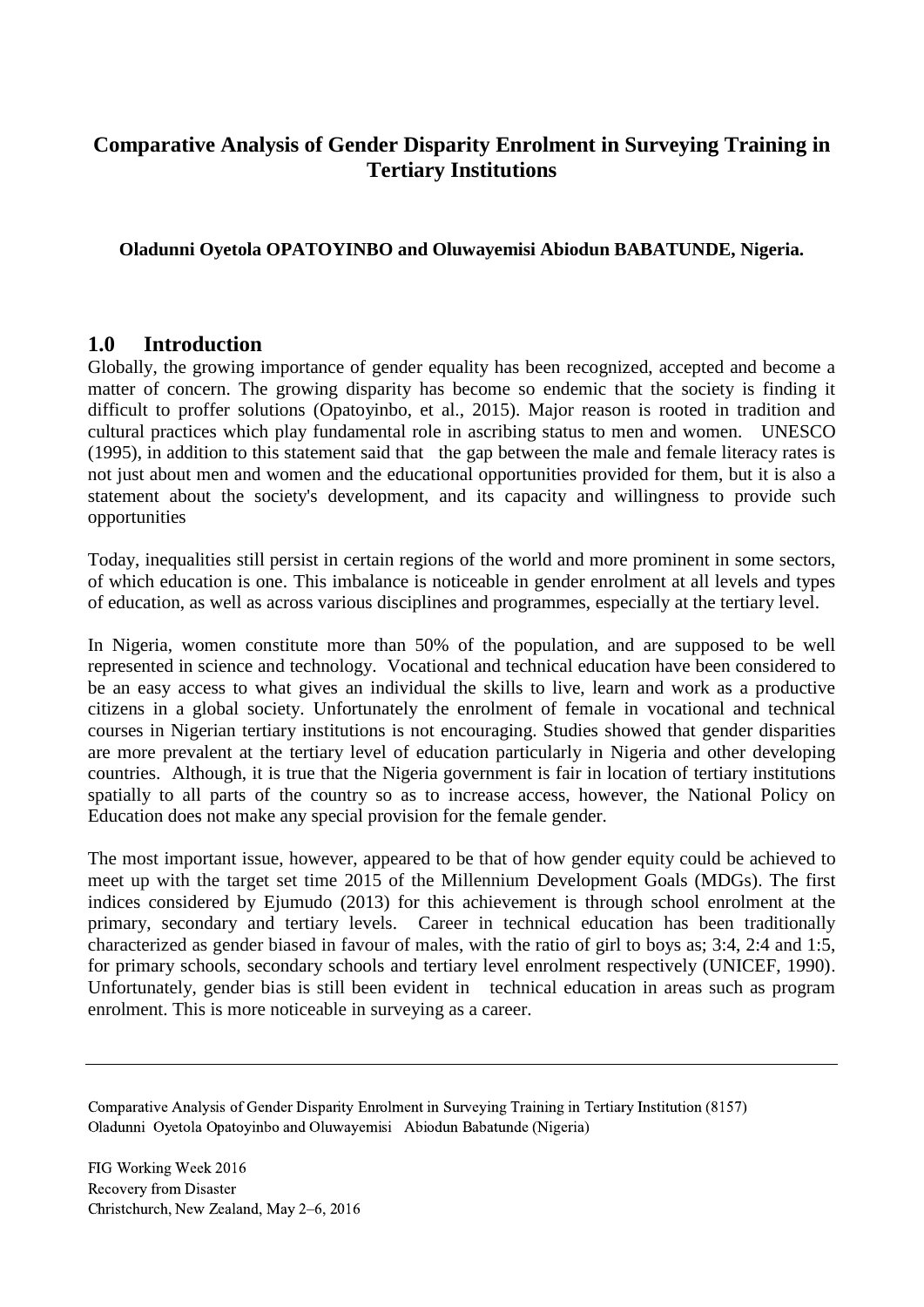# Comparative Analysis of Gender Disparity Enrolment in Surveying Training in Tertiary Institutions

**Oladunni Oyetola OPATOYINBO and Oluwayemisi Abiodun BABATUNDE, Nigeria.**

## 1.0 Introduction

Globally, the growing importance of gender equality has been recognized, accepted and become a matter of concern. The growing disparity has become so endemic that the society is finding it difficult to proffer solutions (Opatoyinbo, et al., 2015). Major reason is rooted in tradition and cultural practices which play fundamental role in ascribing status to men and women. UNESCO (1995), in addition to this statement said that the gap between the male and female literacy rates is not just about men and women and the educational opportunities provided for them, but it is also a statement about the society's development, and its capacity and willingness to provide such opportunities

Today, inequalities still persist in certain regions of the world and more prominent in some sectors, of which education is one. This imbalance is noticeable in gender enrolment at all levels and types of education, as well as across various disciplines and programmes, especially at the tertiary level.

In Nigeria, women constitute more than 50% of the population, and are supposed to be well represented in science and technology. Vocational and technical education have been considered to be an easy access to what gives an individual the skills to live, learn and work as a productive citizens in a global society. Unfortunately the enrolment of female in vocational and technical courses in Nigerian tertiary institutions is not encouraging. Studies showed that gender disparities are more prevalent at the tertiary level of education particularly in Nigeria and other developing countries. Although, it is true that the Nigeria government is fair in location of tertiary institutions spatially to all parts of the country so as to increase access, however, the National Policy on Education does not make any special provision for the female gender.

The most important issue, however, appeared to be that of how gender equity could be achieved to meet up with the target set time 2015 of the Millennium Development Goals (MDGs). The first indices considered by Ejumudo (2013) for this achievement is through school enrolment at the primary, secondary and tertiary levels. Career in technical education has been traditionally characterized as gender biased in favour of males, with the ratio of girl to boys as; 3:4, 2:4 and 1:5, for primary schools, secondary schools and tertiary level enrolment respectively (UNICEF, 1990). Unfortunately, gender bias is still been evident in technical education in areas such as program enrolment. This is more noticeable in surveying as a career.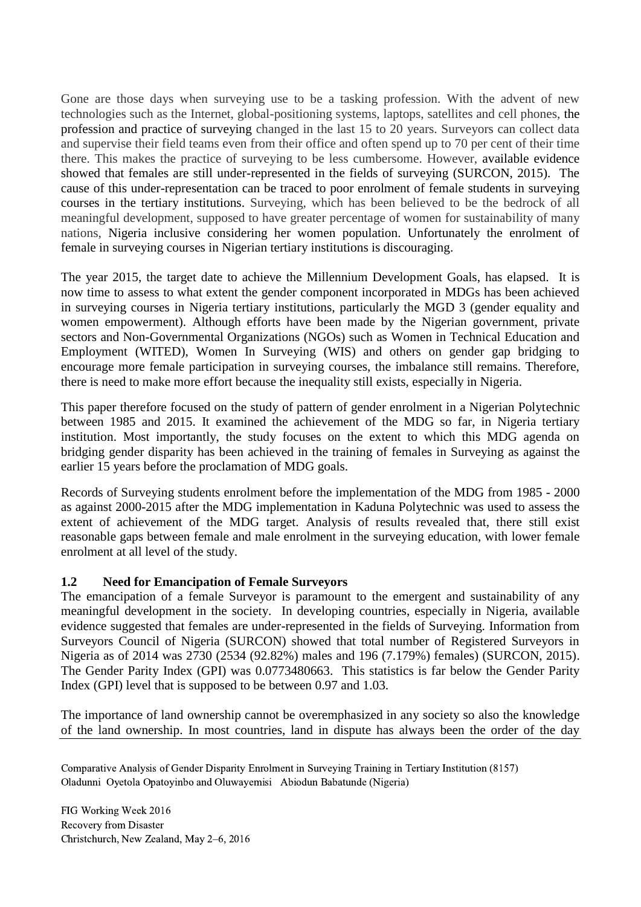Gone are those days when surveying use to be a tasking profession. With the advent of new technologies such as the Internet, global-positioning systems, laptops, satellites and cell phones, the profession and practice of surveying changed in the last 15 to 20 years. Surveyors can collect data and supervise their field teams even from their office and often spend up to 70 per cent of their time there. This makes the practice of surveying to be less cumbersome. However, available evidence showed that females are still under-represented in the fields of surveying (SURCON, 2015). The cause of this under-representation can be traced to poor enrolment of female students in surveying courses in the tertiary institutions. Surveying, which has been believed to be the bedrock of all meaningful development, supposed to have greater percentage of women for sustainability of many nations, Nigeria inclusive considering her women population. Unfortunately the enrolment of female in surveying courses in Nigerian tertiary institutions is discouraging.

The year 2015, the target date to achieve the Millennium Development Goals, has elapsed. It is now time to assess to what extent the gender component incorporated in MDGs has been achieved in surveying courses in Nigeria tertiary institutions, particularly the MGD 3 (gender equality and women empowerment). Although efforts have been made by the Nigerian government, private sectors and Non-Governmental Organizations (NGOs) such as Women in Technical Education and Employment (WITED), Women In Surveying (WIS) and others on gender gap bridging to encourage more female participation in surveying courses, the imbalance still remains. Therefore, there is need to make more effort because the inequality still exists, especially in Nigeria.

This paper therefore focused on the study of pattern of gender enrolment in a Nigerian Polytechnic between 1985 and 2015. It examined the achievement of the MDG so far, in Nigeria tertiary institution. Most importantly, the study focuses on the extent to which this MDG agenda on bridging gender disparity has been achieved in the training of females in Surveying as against the earlier 15 years before the proclamation of MDG goals.

Records of Surveying students enrolment before the implementation of the MDG from 1985 - 2000 as against 2000-2015 after the MDG implementation in Kaduna Polytechnic was used to assess the extent of achievement of the MDG target. Analysis of results revealed that, there still exist reasonable gaps between female and male enrolment in the surveying education, with lower female enrolment at all level of the study.

### 1.2 Need for Emancipation of Female Surveyors

The emancipation of a female Surveyor is paramount to the emergent and sustainability of any meaningful development in the society. In developing countries, especially in Nigeria, available evidence suggested that females are under-represented in the fields of Surveying. Information from Surveyors Council of Nigeria (SURCON) showed that total number of Registered Surveyors in Nigeria as of 2014 was 2730 (2534 (92.82%) males and 196 (7.179%) females) (SURCON, 2015). The Gender Parity Index (GPI) was 0.0773480663. This statistics is far below the Gender Parity Index (GPI) level that is supposed to be between 0.97 and 1.03.

The importance of land ownership cannot be overemphasized in any society so also the knowledge of the land ownership. In most countries, land in dispute has always been the order of the day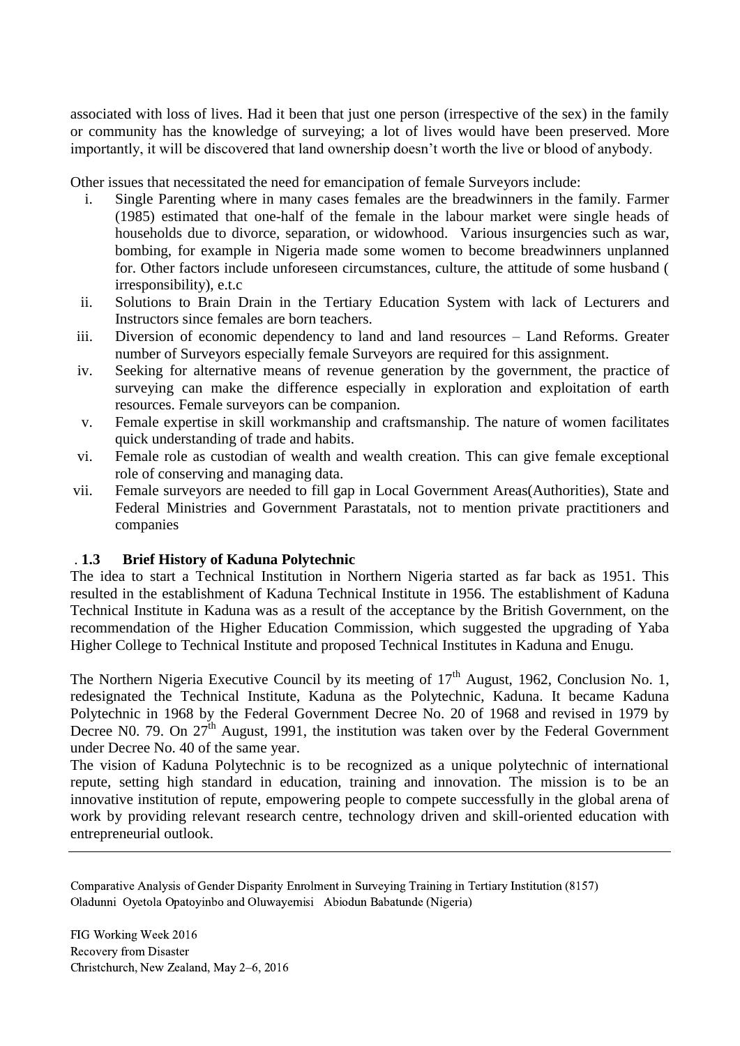associated with loss of lives. Had it been that just one person (irrespective of the sex) in the family or community has the knowledge of surveying; a lot of lives would have been preserved. More importantly, it will be discovered that land ownership doesn't worth the live or blood of anybody.

Other issues that necessitated the need for emancipation of female Surveyors include:

i. Single Parenting where in many cases females are the breadwinners in the family. Farmer (1985) estimated that one-half of the female in the labour market were single heads of households due to divorce, separation, or widowhood. Various insurgencies such as war, bombing, for example in Nigeria made some women to become breadwinners unplanned for. Other factors include unforeseen circumstances, culture, the attitude of some husband ( irresponsibility), e.t.c
ii. Solutions to Brain Drain in the Tertiary Education System with lack of Lecturers and Instructors since females are born teachers.
iii. Diversion of economic dependency to land and land resources – Land Reforms. Greater number of Surveyors especially female Surveyors are required for this assignment.
iv. Seeking for alternative means of revenue generation by the government, the practice of surveying can make the difference especially in exploration and exploitation of earth resources. Female surveyors can be companion.
v. Female expertise in skill workmanship and craftsmanship. The nature of women facilitates quick understanding of trade and habits.
vi. Female role as custodian of wealth and wealth creation. This can give female exceptional role of conserving and managing data.
vii. Female surveyors are needed to fill gap in Local Government Areas(Authorities), State and Federal Ministries and Government Parastatals, not to mention private practitioners and companies

### . 1.3 Brief History of Kaduna Polytechnic

The idea to start a Technical Institution in Northern Nigeria started as far back as 1951. This resulted in the establishment of Kaduna Technical Institute in 1956. The establishment of Kaduna Technical Institute in Kaduna was as a result of the acceptance by the British Government, on the recommendation of the Higher Education Commission, which suggested the upgrading of Yaba Higher College to Technical Institute and proposed Technical Institutes in Kaduna and Enugu.

The Northern Nigeria Executive Council by its meeting of 17th August, 1962, Conclusion No. 1, redesignated the Technical Institute, Kaduna as the Polytechnic, Kaduna. It became Kaduna Polytechnic in 1968 by the Federal Government Decree No. 20 of 1968 and revised in 1979 by Decree N0. 79. On 27th August, 1991, the institution was taken over by the Federal Government under Decree No. 40 of the same year.

The vision of Kaduna Polytechnic is to be recognized as a unique polytechnic of international repute, setting high standard in education, training and innovation. The mission is to be an innovative institution of repute, empowering people to compete successfully in the global arena of work by providing relevant research centre, technology driven and skill-oriented education with entrepreneurial outlook.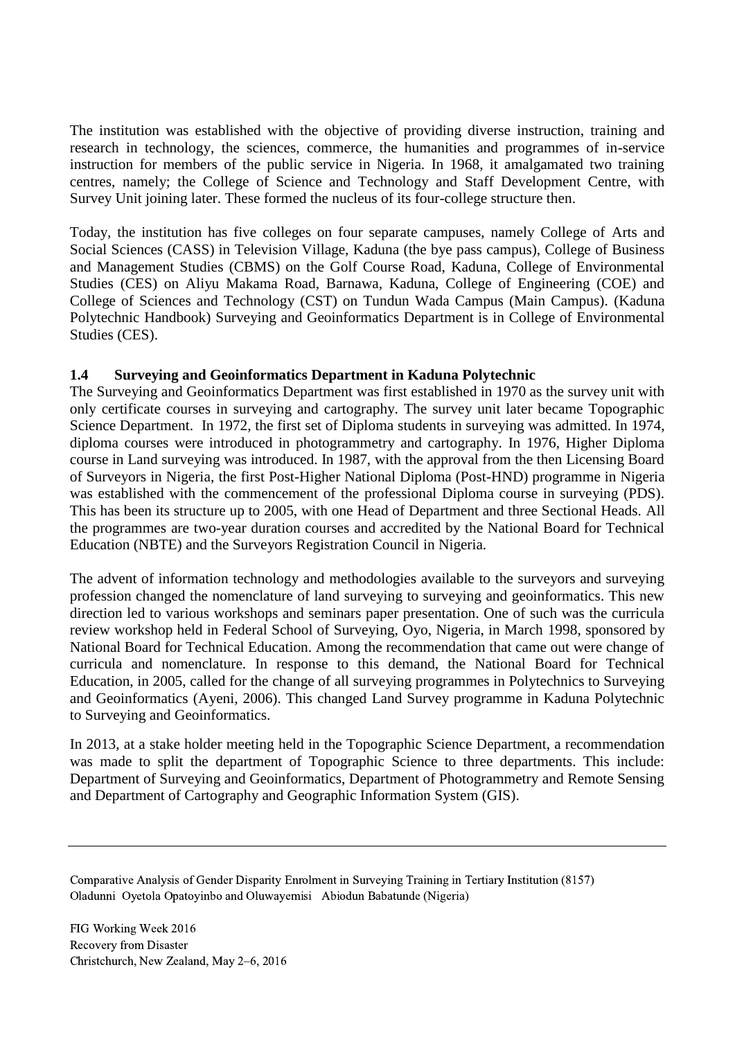The institution was established with the objective of providing diverse instruction, training and research in technology, the sciences, commerce, the humanities and programmes of in-service instruction for members of the public service in Nigeria. In 1968, it amalgamated two training centres, namely; the College of Science and Technology and Staff Development Centre, with Survey Unit joining later. These formed the nucleus of its four-college structure then.

Today, the institution has five colleges on four separate campuses, namely College of Arts and Social Sciences (CASS) in Television Village, Kaduna (the bye pass campus), College of Business and Management Studies (CBMS) on the Golf Course Road, Kaduna, College of Environmental Studies (CES) on Aliyu Makama Road, Barnawa, Kaduna, College of Engineering (COE) and College of Sciences and Technology (CST) on Tundun Wada Campus (Main Campus). (Kaduna Polytechnic Handbook) Surveying and Geoinformatics Department is in College of Environmental Studies (CES).

### 1.4 Surveying and Geoinformatics Department in Kaduna Polytechnic

The Surveying and Geoinformatics Department was first established in 1970 as the survey unit with only certificate courses in surveying and cartography. The survey unit later became Topographic Science Department. In 1972, the first set of Diploma students in surveying was admitted. In 1974, diploma courses were introduced in photogrammetry and cartography. In 1976, Higher Diploma course in Land surveying was introduced. In 1987, with the approval from the then Licensing Board of Surveyors in Nigeria, the first Post-Higher National Diploma (Post-HND) programme in Nigeria was established with the commencement of the professional Diploma course in surveying (PDS). This has been its structure up to 2005, with one Head of Department and three Sectional Heads. All the programmes are two-year duration courses and accredited by the National Board for Technical Education (NBTE) and the Surveyors Registration Council in Nigeria.

The advent of information technology and methodologies available to the surveyors and surveying profession changed the nomenclature of land surveying to surveying and geoinformatics. This new direction led to various workshops and seminars paper presentation. One of such was the curricula review workshop held in Federal School of Surveying, Oyo, Nigeria, in March 1998, sponsored by National Board for Technical Education. Among the recommendation that came out were change of curricula and nomenclature. In response to this demand, the National Board for Technical Education, in 2005, called for the change of all surveying programmes in Polytechnics to Surveying and Geoinformatics (Ayeni, 2006). This changed Land Survey programme in Kaduna Polytechnic to Surveying and Geoinformatics.

In 2013, at a stake holder meeting held in the Topographic Science Department, a recommendation was made to split the department of Topographic Science to three departments. This include: Department of Surveying and Geoinformatics, Department of Photogrammetry and Remote Sensing and Department of Cartography and Geographic Information System (GIS).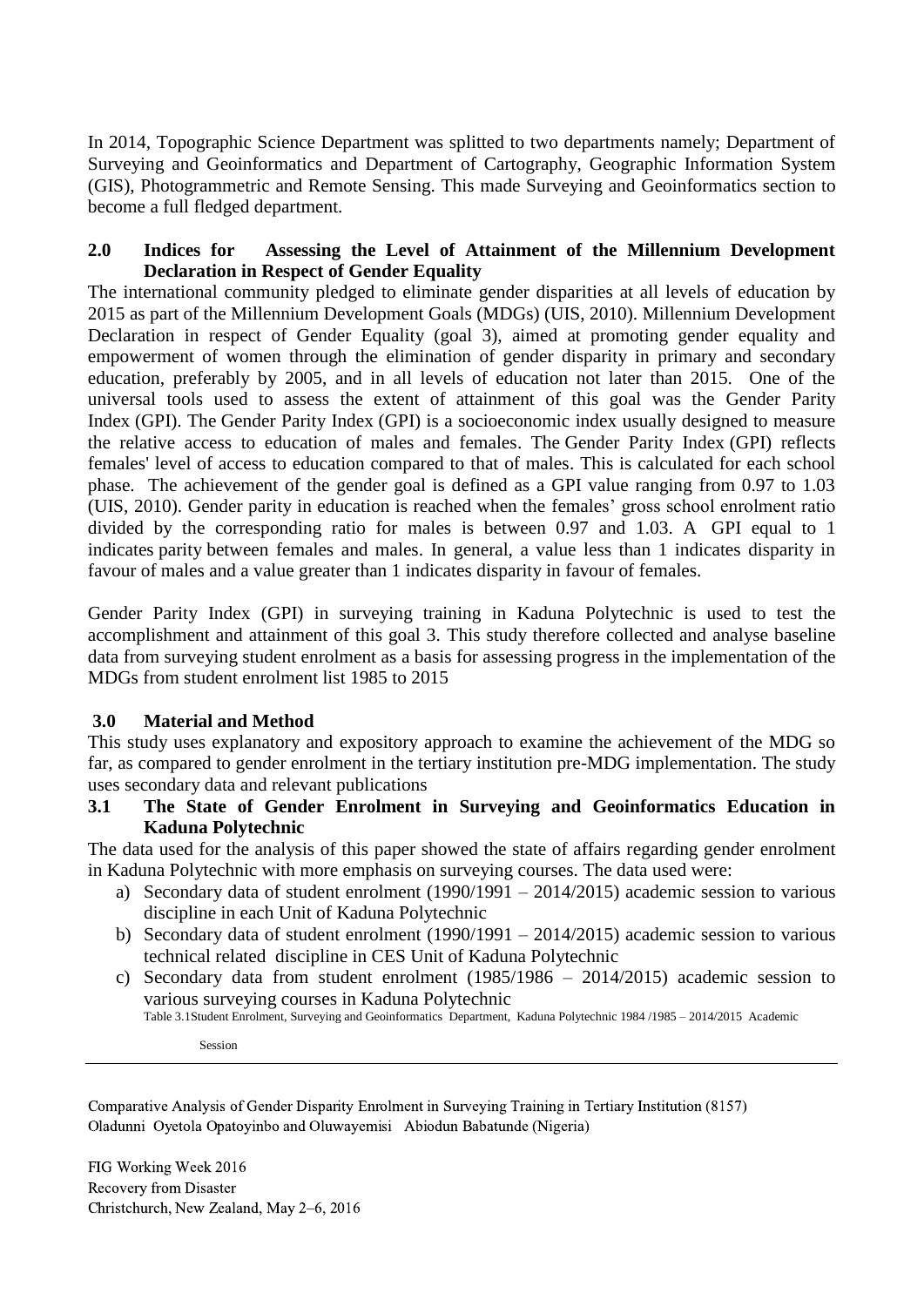In 2014, Topographic Science Department was splitted to two departments namely; Department of Surveying and Geoinformatics and Department of Cartography, Geographic Information System (GIS), Photogrammetric and Remote Sensing. This made Surveying and Geoinformatics section to become a full fledged department.

## 2.0 Indices for Assessing the Level of Attainment of the Millennium Development Declaration in Respect of Gender Equality

The international community pledged to eliminate gender disparities at all levels of education by 2015 as part of the Millennium Development Goals (MDGs) (UIS, 2010). Millennium Development Declaration in respect of Gender Equality (goal 3), aimed at promoting gender equality and empowerment of women through the elimination of gender disparity in primary and secondary education, preferably by 2005, and in all levels of education not later than 2015. One of the universal tools used to assess the extent of attainment of this goal was the Gender Parity Index (GPI). The Gender Parity Index (GPI) is a socioeconomic index usually designed to measure the relative access to education of males and females. The Gender Parity Index (GPI) reflects females' level of access to education compared to that of males. This is calculated for each school phase. The achievement of the gender goal is defined as a GPI value ranging from 0.97 to 1.03 (UIS, 2010). Gender parity in education is reached when the females' gross school enrolment ratio divided by the corresponding ratio for males is between 0.97 and 1.03. A GPI equal to 1 indicates parity between females and males. In general, a value less than 1 indicates disparity in favour of males and a value greater than 1 indicates disparity in favour of females.

Gender Parity Index (GPI) in surveying training in Kaduna Polytechnic is used to test the accomplishment and attainment of this goal 3. This study therefore collected and analyse baseline data from surveying student enrolment as a basis for assessing progress in the implementation of the MDGs from student enrolment list 1985 to 2015

## 3.0 Material and Method

This study uses explanatory and expository approach to examine the achievement of the MDG so far, as compared to gender enrolment in the tertiary institution pre-MDG implementation. The study uses secondary data and relevant publications

### 3.1 The State of Gender Enrolment in Surveying and Geoinformatics Education in Kaduna Polytechnic

The data used for the analysis of this paper showed the state of affairs regarding gender enrolment in Kaduna Polytechnic with more emphasis on surveying courses. The data used were:

a) Secondary data of student enrolment (1990/1991 – 2014/2015) academic session to various discipline in each Unit of Kaduna Polytechnic
b) Secondary data of student enrolment (1990/1991 – 2014/2015) academic session to various technical related discipline in CES Unit of Kaduna Polytechnic
c) Secondary data from student enrolment (1985/1986 – 2014/2015) academic session to various surveying courses in Kaduna Polytechnic

Table 3.1Student Enrolment, Surveying and Geoinformatics Department, Kaduna Polytechnic 1984 /1985 – 2014/2015 Academic Session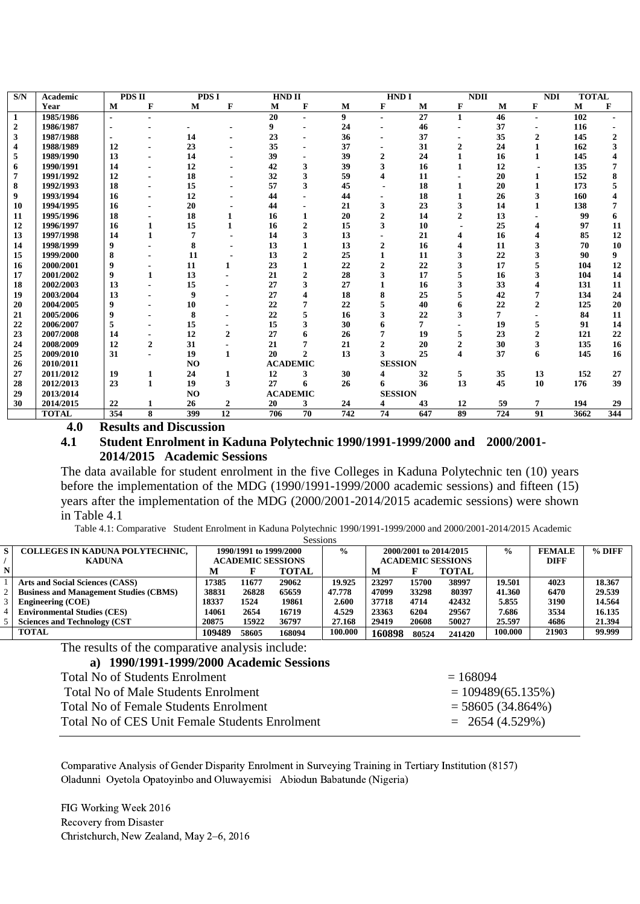| S/N | Academic Year | PDS II | | PDS I | | HND II | | HND I | | NDII | | NDI | | TOTAL | |
|---|---|---|---|---|---|---|---|---|---|---|---|---|---|---|---|
| | | M | F | M | F | M | F | M | F | M | F | M | F | M | F |
| 1 | 1985/1986 | - | - | | | 20 | - | 9 | - | 27 | 1 | 46 | - | 102 | - |
| 2 | 1986/1987 | - | - | - | - | 9 | - | 24 | - | 46 | - | 37 | - | 116 | - |
| 3 | 1987/1988 | - | - | 14 | - | 23 | - | 36 | - | 37 | - | 35 | 2 | 145 | 2 |
| 4 | 1988/1989 | 12 | - | 23 | - | 35 | - | 37 | - | 31 | 2 | 24 | 1 | 162 | 3 |
| 5 | 1989/1990 | 13 | - | 14 | - | 39 | - | 39 | 2 | 24 | 1 | 16 | 1 | 145 | 4 |
| 6 | 1990/1991 | 14 | - | 12 | - | 42 | 3 | 39 | 3 | 16 | 1 | 12 | - | 135 | 7 |
| 7 | 1991/1992 | 12 | - | 18 | - | 32 | 3 | 59 | 4 | 11 | - | 20 | 1 | 152 | 8 |
| 8 | 1992/1993 | 18 | - | 15 | - | 57 | 3 | 45 | - | 18 | 1 | 20 | 1 | 173 | 5 |
| 9 | 1993/1994 | 16 | - | 12 | - | 44 | - | 44 | - | 18 | 1 | 26 | 3 | 160 | 4 |
| 10 | 1994/1995 | 16 | - | 20 | - | 44 | - | 21 | 3 | 23 | 3 | 14 | 1 | 138 | 7 |
| 11 | 1995/1996 | 18 | - | 18 | 1 | 16 | 1 | 20 | 2 | 14 | 2 | 13 | - | 99 | 6 |
| 12 | 1996/1997 | 16 | 1 | 15 | 1 | 16 | 2 | 15 | 3 | 10 | - | 25 | 4 | 97 | 11 |
| 13 | 1997/1998 | 14 | 1 | 7 | - | 14 | 3 | 13 | - | 21 | 4 | 16 | 4 | 85 | 12 |
| 14 | 1998/1999 | 9 | - | 8 | - | 13 | 1 | 13 | 2 | 16 | 4 | 11 | 3 | 70 | 10 |
| 15 | 1999/2000 | 8 | - | 11 | - | 13 | 2 | 25 | 1 | 11 | 3 | 22 | 3 | 90 | 9 |
| 16 | 2000/2001 | 9 | - | 11 | 1 | 23 | 1 | 22 | 2 | 22 | 3 | 17 | 5 | 104 | 12 |
| 17 | 2001/2002 | 9 | 1 | 13 | - | 21 | 2 | 28 | 3 | 17 | 5 | 16 | 3 | 104 | 14 |
| 18 | 2002/2003 | 13 | - | 15 | - | 27 | 3 | 27 | 1 | 16 | 3 | 33 | 4 | 131 | 11 |
| 19 | 2003/2004 | 13 | - | 9 | - | 27 | 4 | 18 | 8 | 25 | 5 | 42 | 7 | 134 | 24 |
| 20 | 2004/2005 | 9 | - | 10 | - | 22 | 7 | 22 | 5 | 40 | 6 | 22 | 2 | 125 | 20 |
| 21 | 2005/2006 | 9 | - | 8 | - | 22 | 5 | 16 | 3 | 22 | 3 | 7 | - | 84 | 11 |
| 22 | 2006/2007 | 5 | - | 15 | - | 15 | 3 | 30 | 6 | 7 | - | 19 | 5 | 91 | 14 |
| 23 | 2007/2008 | 14 | - | 12 | 2 | 27 | 6 | 26 | 7 | 19 | 5 | 23 | 2 | 121 | 22 |
| 24 | 2008/2009 | 12 | 2 | 31 | - | 21 | 7 | 21 | 2 | 20 | 2 | 30 | 3 | 135 | 16 |
| 25 | 2009/2010 | 31 | - | 19 | 1 | 20 | 2 | 13 | 3 | 25 | 4 | 37 | 6 | 145 | 16 |
| 26 | 2010/2011 | | | NO | | ACADEMIC | | | SESSION | | | | | | |
| 27 | 2011/2012 | 19 | 1 | 24 | 1 | 12 | 3 | 30 | 4 | 32 | 5 | 35 | 13 | 152 | 27 |
| 28 | 2012/2013 | 23 | 1 | 19 | 3 | 27 | 6 | 26 | 6 | 36 | 13 | 45 | 10 | 176 | 39 |
| 29 | 2013/2014 | | | NO | | ACADEMIC | | | SESSION | | | | | | |
| 30 | 2014/2015 | 22 | 1 | 26 | 2 | 20 | 3 | 24 | 4 | 43 | 12 | 59 | 7 | 194 | 29 |
| | TOTAL | 354 | 8 | 399 | 12 | 706 | 70 | 742 | 74 | 647 | 89 | 724 | 91 | 3662 | 344 |

## 4.0 Results and Discussion

### 4.1 Student Enrolment in Kaduna Polytechnic 1990/1991-1999/2000 and 2000/2001-2014/2015 Academic Sessions

The data available for student enrolment in the five Colleges in Kaduna Polytechnic ten (10) years before the implementation of the MDG (1990/1991-1999/2000 academic sessions) and fifteen (15) years after the implementation of the MDG (2000/2001-2014/2015 academic sessions) were shown in Table 4.1

Table 4.1: Comparative Student Enrolment in Kaduna Polytechnic 1990/1991-1999/2000 and 2000/2001-2014/2015 Academic Sessions

| S/N | COLLEGES IN KADUNA POLYTECHNIC, KADUNA | 1990/1991 to 1999/2000 ACADEMIC SESSIONS | | | % | 2000/2001 to 2014/2015 ACADEMIC SESSIONS | | | % | FEMALE DIFF | % DIFF |
|---|---|---|---|---|---|---|---|---|---|---|---|
| | | M | F | TOTAL | | M | F | TOTAL | | | |
| 1 | Arts and Social Sciences (CASS) | 17385 | 11677 | 29062 | 19.925 | 23297 | 15700 | 38997 | 19.501 | 4023 | 18.367 |
| 2 | Business and Management Studies (CBMS) | 38831 | 26828 | 65659 | 47.778 | 47099 | 33298 | 80397 | 41.360 | 6470 | 29.539 |
| 3 | Engineering (COE) | 18337 | 1524 | 19861 | 2.600 | 37718 | 4714 | 42432 | 5.855 | 3190 | 14.564 |
| 4 | Environmental Studies (CES) | 14061 | 2654 | 16719 | 4.529 | 23363 | 6204 | 29567 | 7.686 | 3534 | 16.135 |
| 5 | Sciences and Technology (CST | 20875 | 15922 | 36797 | 27.168 | 29419 | 20608 | 50027 | 25.597 | 4686 | 21.394 |
| | TOTAL | 109489 | 58605 | 168094 | 100.000 | 160898 | 80524 | 241420 | 100.000 | 21903 | 99.999 |

The results of the comparative analysis include:

**a) 1990/1991-1999/2000 Academic Sessions**

| | |
|---|---|
| Total No of Students Enrolment | = 168094 |
| Total No of Male Students Enrolment | = 109489(65.135%) |
| Total No of Female Students Enrolment | = 58605 (34.864%) |
| Total No of CES Unit Female Students Enrolment | = 2654 (4.529%) |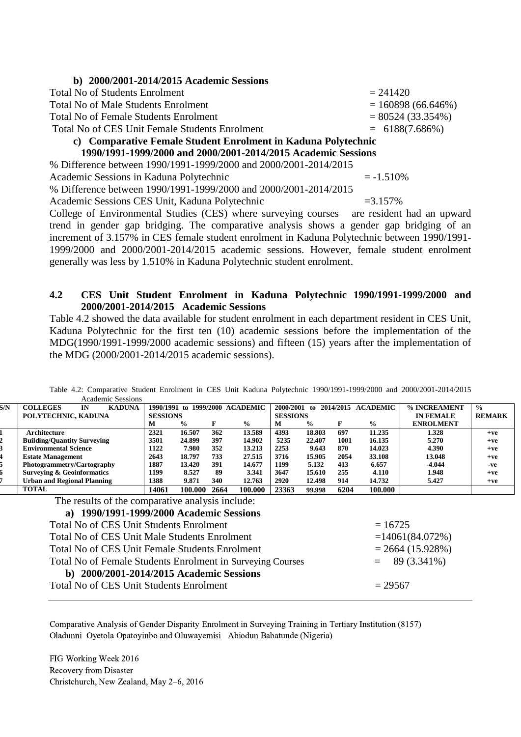**b) 2000/2001-2014/2015 Academic Sessions**

Total No of Students Enrolment = 241420

Total No of Male Students Enrolment = 160898 (66.646%)

Total No of Female Students Enrolment = 80524 (33.354%)

Total No of CES Unit Female Students Enrolment = 6188(7.686%)

**c) Comparative Female Student Enrolment in Kaduna Polytechnic 1990/1991-1999/2000 and 2000/2001-2014/2015 Academic Sessions**

% Difference between 1990/1991-1999/2000 and 2000/2001-2014/2015 Academic Sessions in Kaduna Polytechnic = -1.510%

% Difference between 1990/1991-1999/2000 and 2000/2001-2014/2015 Academic Sessions CES Unit, Kaduna Polytechnic =3.157%

College of Environmental Studies (CES) where surveying courses are resident had an upward trend in gender gap bridging. The comparative analysis shows a gender gap bridging of an increment of 3.157% in CES female student enrolment in Kaduna Polytechnic between 1990/1991-1999/2000 and 2000/2001-2014/2015 academic sessions. However, female student enrolment generally was less by 1.510% in Kaduna Polytechnic student enrolment.

## 4.2 CES Unit Student Enrolment in Kaduna Polytechnic 1990/1991-1999/2000 and 2000/2001-2014/2015 Academic Sessions

Table 4.2 showed the data available for student enrolment in each department resident in CES Unit, Kaduna Polytechnic for the first ten (10) academic sessions before the implementation of the MDG(1990/1991-1999/2000 academic sessions) and fifteen (15) years after the implementation of the MDG (2000/2001-2014/2015 academic sessions).

Table 4.2: Comparative Student Enrolment in CES Unit Kaduna Polytechnic 1990/1991-1999/2000 and 2000/2001-2014/2015 Academic Sessions

| S/N | COLLEGES IN KADUNA POLYTECHNIC, KADUNA | 1990/1991 to 1999/2000 ACADEMIC SESSIONS | | | | 2000/2001 to 2014/2015 ACADEMIC SESSIONS | | | | % INCREAMENT IN FEMALE ENROLMENT | % REMARK |
|---|---|---|---|---|---|---|---|---|---|---|---|
| | | M | % | F | % | M | % | F | % | | |
| 1 | Architecture | 2321 | 16.507 | 362 | 13.589 | 4393 | 18.803 | 697 | 11.235 | 1.328 | +ve |
| 2 | Building/Quantity Surveying | 3501 | 24.899 | 397 | 14.902 | 5235 | 22.407 | 1001 | 16.135 | 5.270 | +ve |
| 3 | Environmental Science | 1122 | 7.980 | 352 | 13.213 | 2253 | 9.643 | 870 | 14.023 | 4.390 | +ve |
| 4 | Estate Management | 2643 | 18.797 | 733 | 27.515 | 3716 | 15.905 | 2054 | 33.108 | 13.048 | +ve |
| 5 | Photogrammetry/Cartography | 1887 | 13.420 | 391 | 14.677 | 1199 | 5.132 | 413 | 6.657 | -4.044 | -ve |
| 6 | Surveying & Geoinformatics | 1199 | 8.527 | 89 | 3.341 | 3647 | 15.610 | 255 | 4.110 | 1.948 | +ve |
| 7 | Urban and Regional Planning | 1388 | 9.871 | 340 | 12.763 | 2920 | 12.498 | 914 | 14.732 | 5.427 | +ve |
| | TOTAL | 14061 | 100.000 | 2664 | 100.000 | 23363 | 99.998 | 6204 | 100.000 | | |

The results of the comparative analysis include:

**a) 1990/1991-1999/2000 Academic Sessions**

Total No of CES Unit Students Enrolment = 16725

Total No of CES Unit Male Students Enrolment =14061(84.072%)

Total No of CES Unit Female Students Enrolment = 2664 (15.928%)

Total No of Female Students Enrolment in Surveying Courses = 89 (3.341%)

**b) 2000/2001-2014/2015 Academic Sessions**

Total No of CES Unit Students Enrolment = 29567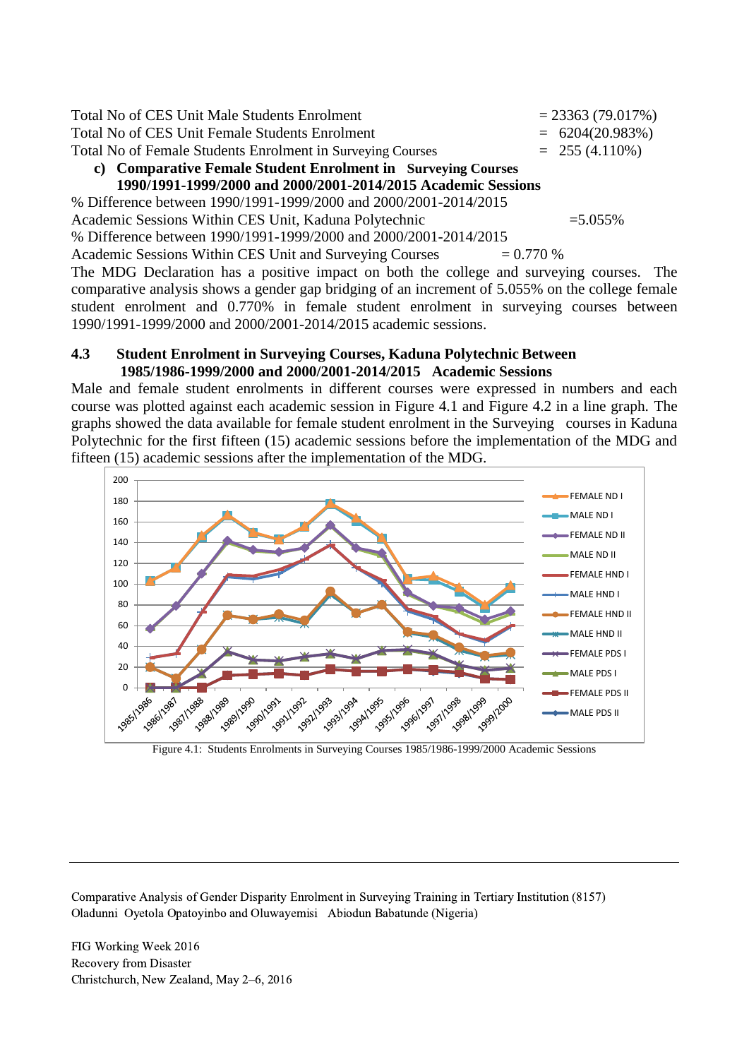Total No of CES Unit Male Students Enrolment = 23363 (79.017%)

Total No of CES Unit Female Students Enrolment = 6204(20.983%)

Total No of Female Students Enrolment in Surveying Courses = 255 (4.110%)

**c) Comparative Female Student Enrolment in Surveying Courses 1990/1991-1999/2000 and 2000/2001-2014/2015 Academic Sessions**

% Difference between 1990/1991-1999/2000 and 2000/2001-2014/2015 Academic Sessions Within CES Unit, Kaduna Polytechnic =5.055%

% Difference between 1990/1991-1999/2000 and 2000/2001-2014/2015 Academic Sessions Within CES Unit and Surveying Courses = 0.770 %

The MDG Declaration has a positive impact on both the college and surveying courses. The comparative analysis shows a gender gap bridging of an increment of 5.055% on the college female student enrolment and 0.770% in female student enrolment in surveying courses between 1990/1991-1999/2000 and 2000/2001-2014/2015 academic sessions.

## 4.3 Student Enrolment in Surveying Courses, Kaduna Polytechnic Between 1985/1986-1999/2000 and 2000/2001-2014/2015 Academic Sessions

Male and female student enrolments in different courses were expressed in numbers and each course was plotted against each academic session in Figure 4.1 and Figure 4.2 in a line graph. The graphs showed the data available for female student enrolment in the Surveying courses in Kaduna Polytechnic for the first fifteen (15) academic sessions before the implementation of the MDG and fifteen (15) academic sessions after the implementation of the MDG.

Figure 4.1: Students Enrolments in Surveying Courses 1985/1986-1999/2000 Academic Sessions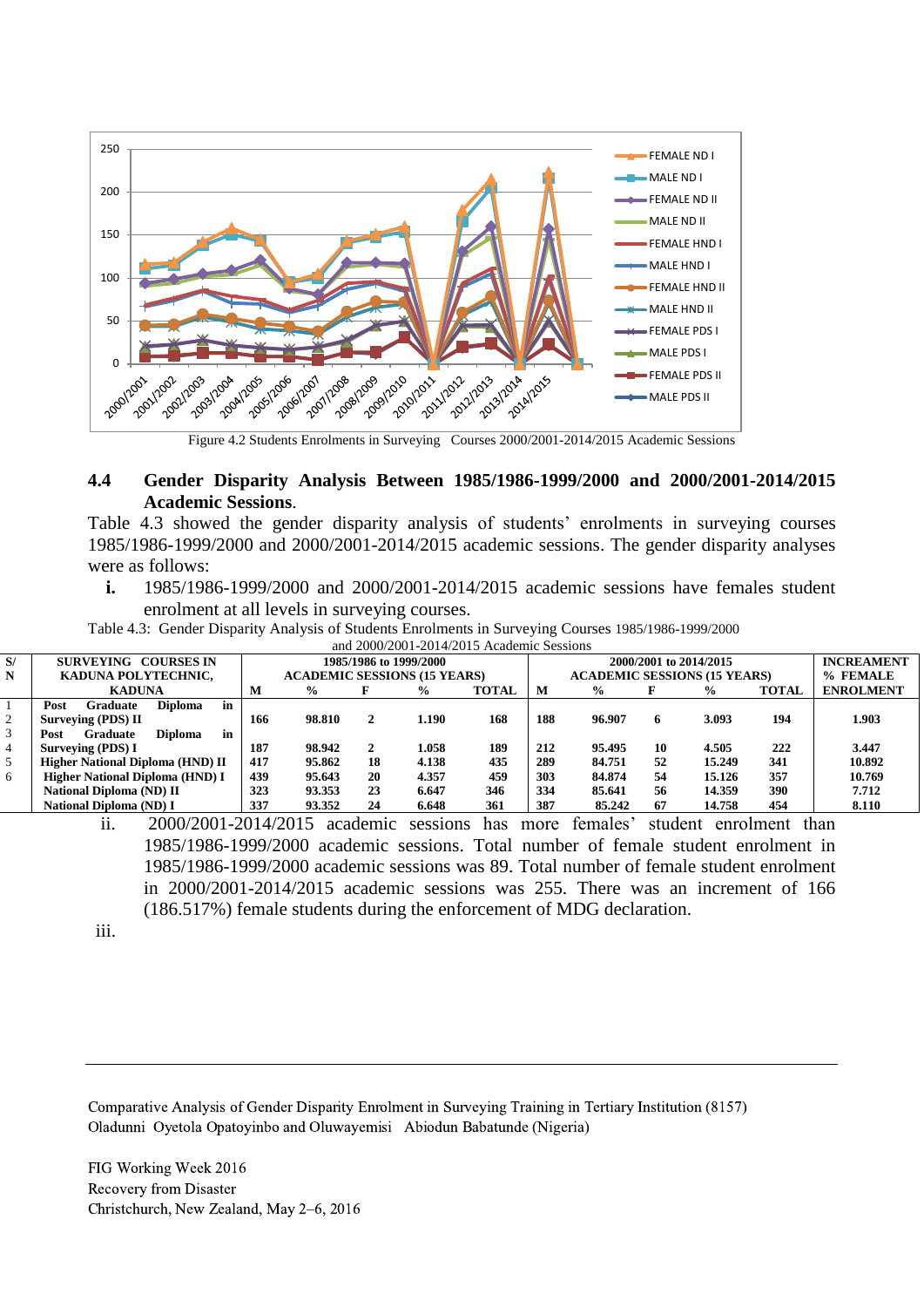Figure 4.2 Students Enrolments in Surveying Courses 2000/2001-2014/2015 Academic Sessions

## 4.4 Gender Disparity Analysis Between 1985/1986-1999/2000 and 2000/2001-2014/2015 Academic Sessions.

Table 4.3 showed the gender disparity analysis of students' enrolments in surveying courses 1985/1986-1999/2000 and 2000/2001-2014/2015 academic sessions. The gender disparity analyses were as follows:

**i.** 1985/1986-1999/2000 and 2000/2001-2014/2015 academic sessions have females student enrolment at all levels in surveying courses.

Table 4.3: Gender Disparity Analysis of Students Enrolments in Surveying Courses 1985/1986-1999/2000 and 2000/2001-2014/2015 Academic Sessions

| S/N | SURVEYING COURSES IN KADUNA POLYTECHNIC, KADUNA | 1985/1986 to 1999/2000 ACADEMIC SESSIONS (15 YEARS) | | | | | 2000/2001 to 2014/2015 ACADEMIC SESSIONS (15 YEARS) | | | | | INCREAMENT % FEMALE ENROLMENT |
|---|---|---|---|---|---|---|---|---|---|---|---|---|
| | | M | % | F | % | TOTAL | M | % | F | % | TOTAL | |
| 1<br>2 | Post Graduate Diploma in Surveying (PDS) II | 166 | 98.810 | 2 | 1.190 | 168 | 188 | 96.907 | 6 | 3.093 | 194 | 1.903 |
| 3<br>4 | Post Graduate Diploma in Surveying (PDS) I | 187 | 98.942 | 2 | 1.058 | 189 | 212 | 95.495 | 10 | 4.505 | 222 | 3.447 |
| 5 | Higher National Diploma (HND) II | 417 | 95.862 | 18 | 4.138 | 435 | 289 | 84.751 | 52 | 15.249 | 341 | 10.892 |
| 6 | Higher National Diploma (HND) I | 439 | 95.643 | 20 | 4.357 | 459 | 303 | 84.874 | 54 | 15.126 | 357 | 10.769 |
| | National Diploma (ND) II | 323 | 93.353 | 23 | 6.647 | 346 | 334 | 85.641 | 56 | 14.359 | 390 | 7.712 |
| | National Diploma (ND) I | 337 | 93.352 | 24 | 6.648 | 361 | 387 | 85.242 | 67 | 14.758 | 454 | 8.110 |

ii. 2000/2001-2014/2015 academic sessions has more females' student enrolment than 1985/1986-1999/2000 academic sessions. Total number of female student enrolment in 1985/1986-1999/2000 academic sessions was 89. Total number of female student enrolment in 2000/2001-2014/2015 academic sessions was 255. There was an increment of 166 (186.517%) female students during the enforcement of MDG declaration.

iii.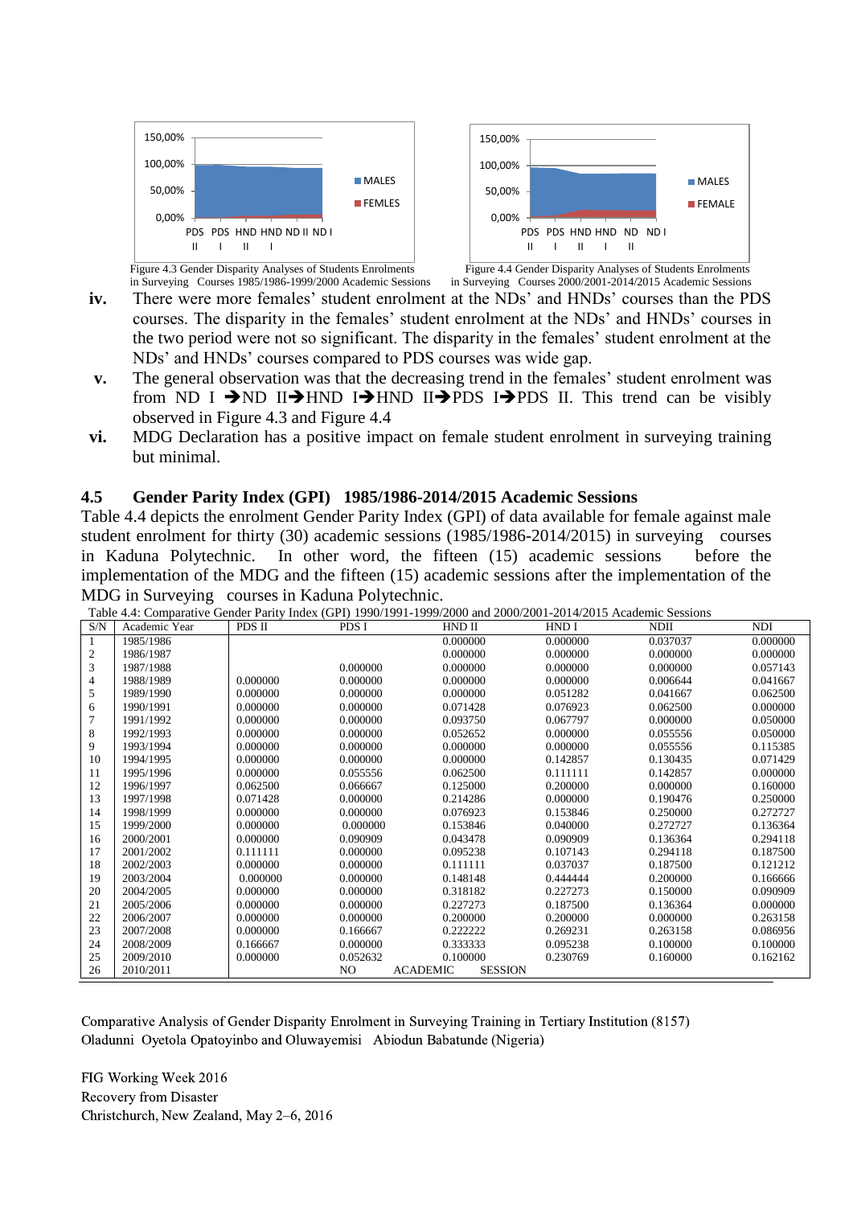Figure 4.3 Gender Disparity Analyses of Students Enrolments in Surveying Courses 1985/1986-1999/2000 Academic Sessions

Figure 4.4 Gender Disparity Analyses of Students Enrolments in Surveying Courses 2000/2001-2014/2015 Academic Sessions

**iv.** There were more females' student enrolment at the NDs' and HNDs' courses than the PDS courses. The disparity in the females' student enrolment at the NDs' and HNDs' courses in the two period were not so significant. The disparity in the females' student enrolment at the NDs' and HNDs' courses compared to PDS courses was wide gap.

**v.** The general observation was that the decreasing trend in the females' student enrolment was from ND I ➔ND II➔HND I➔HND II➔PDS I➔PDS II. This trend can be visibly observed in Figure 4.3 and Figure 4.4

**vi.** MDG Declaration has a positive impact on female student enrolment in surveying training but minimal.

## 4.5 Gender Parity Index (GPI) 1985/1986-2014/2015 Academic Sessions

Table 4.4 depicts the enrolment Gender Parity Index (GPI) of data available for female against male student enrolment for thirty (30) academic sessions (1985/1986-2014/2015) in surveying courses in Kaduna Polytechnic. In other word, the fifteen (15) academic sessions before the implementation of the MDG and the fifteen (15) academic sessions after the implementation of the MDG in Surveying courses in Kaduna Polytechnic.

Table 4.4: Comparative Gender Parity Index (GPI) 1990/1991-1999/2000 and 2000/2001-2014/2015 Academic Sessions

| S/N | Academic Year | PDS II | PDS I | HND II | HND I | NDII | NDI |
|---|---|---|---|---|---|---|---|
| 1 | 1985/1986 | | | 0.000000 | 0.000000 | 0.037037 | 0.000000 |
| 2 | 1986/1987 | | | 0.000000 | 0.000000 | 0.000000 | 0.000000 |
| 3 | 1987/1988 | | 0.000000 | 0.000000 | 0.000000 | 0.000000 | 0.057143 |
| 4 | 1988/1989 | 0.000000 | 0.000000 | 0.000000 | 0.000000 | 0.006644 | 0.041667 |
| 5 | 1989/1990 | 0.000000 | 0.000000 | 0.000000 | 0.051282 | 0.041667 | 0.062500 |
| 6 | 1990/1991 | 0.000000 | 0.000000 | 0.071428 | 0.076923 | 0.062500 | 0.000000 |
| 7 | 1991/1992 | 0.000000 | 0.000000 | 0.093750 | 0.067797 | 0.000000 | 0.050000 |
| 8 | 1992/1993 | 0.000000 | 0.000000 | 0.052652 | 0.000000 | 0.055556 | 0.050000 |
| 9 | 1993/1994 | 0.000000 | 0.000000 | 0.000000 | 0.000000 | 0.055556 | 0.115385 |
| 10 | 1994/1995 | 0.000000 | 0.000000 | 0.000000 | 0.142857 | 0.130435 | 0.071429 |
| 11 | 1995/1996 | 0.000000 | 0.055556 | 0.062500 | 0.111111 | 0.142857 | 0.000000 |
| 12 | 1996/1997 | 0.062500 | 0.066667 | 0.125000 | 0.200000 | 0.000000 | 0.160000 |
| 13 | 1997/1998 | 0.071428 | 0.000000 | 0.214286 | 0.000000 | 0.190476 | 0.250000 |
| 14 | 1998/1999 | 0.000000 | 0.000000 | 0.076923 | 0.153846 | 0.250000 | 0.272727 |
| 15 | 1999/2000 | 0.000000 | 0.000000 | 0.153846 | 0.040000 | 0.272727 | 0.136364 |
| 16 | 2000/2001 | 0.000000 | 0.090909 | 0.043478 | 0.090909 | 0.136364 | 0.294118 |
| 17 | 2001/2002 | 0.111111 | 0.000000 | 0.095238 | 0.107143 | 0.294118 | 0.187500 |
| 18 | 2002/2003 | 0.000000 | 0.000000 | 0.111111 | 0.037037 | 0.187500 | 0.121212 |
| 19 | 2003/2004 | 0.000000 | 0.000000 | 0.148148 | 0.444444 | 0.200000 | 0.166666 |
| 20 | 2004/2005 | 0.000000 | 0.000000 | 0.318182 | 0.227273 | 0.150000 | 0.090909 |
| 21 | 2005/2006 | 0.000000 | 0.000000 | 0.227273 | 0.187500 | 0.136364 | 0.000000 |
| 22 | 2006/2007 | 0.000000 | 0.000000 | 0.200000 | 0.200000 | 0.000000 | 0.263158 |
| 23 | 2007/2008 | 0.000000 | 0.166667 | 0.222222 | 0.269231 | 0.263158 | 0.086956 |
| 24 | 2008/2009 | 0.166667 | 0.000000 | 0.333333 | 0.095238 | 0.100000 | 0.100000 |
| 25 | 2009/2010 | 0.000000 | 0.052632 | 0.100000 | 0.230769 | 0.160000 | 0.162162 |
| 26 | 2010/2011 | | NO | ACADEMIC SESSION | | | |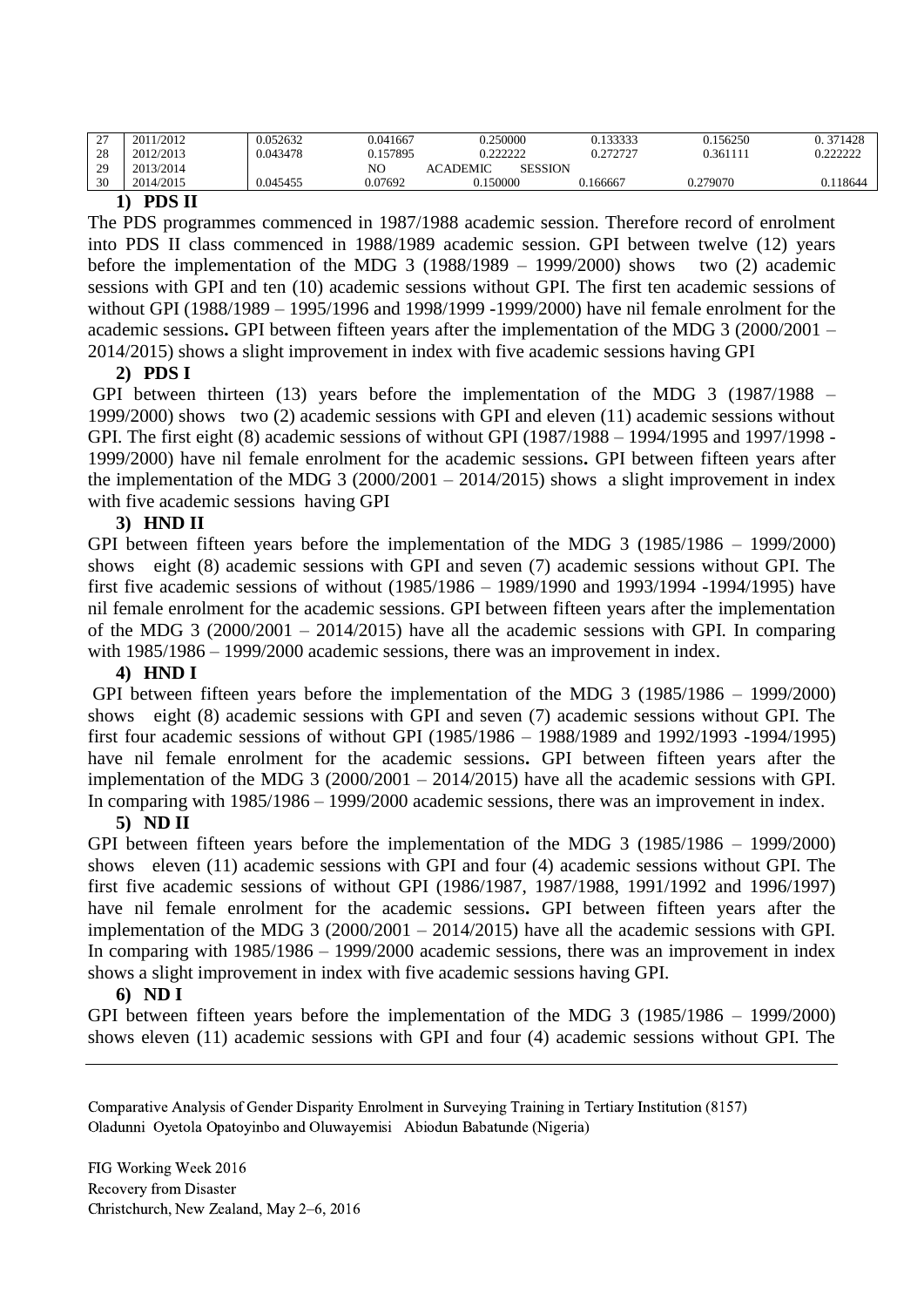| 27 | 2011/2012 | 0.052632 | 0.041667 | 0.250000 | 0.133333 | 0.156250 | 0. 371428 |
|---|---|---|---|---|---|---|---|
| 28 | 2012/2013 | 0.043478 | 0.157895 | 0.222222 | 0.272727 | 0.361111 | 0.222222 |
| 29 | 2013/2014 | | NO | ACADEMIC | SESSION | | |
| 30 | 2014/2015 | 0.045455 | 0.07692 | 0.150000 | 0.166667 | 0.279070 | 0.118644 |

**1) PDS II**

The PDS programmes commenced in 1987/1988 academic session. Therefore record of enrolment into PDS II class commenced in 1988/1989 academic session. GPI between twelve (12) years before the implementation of the MDG 3 (1988/1989 – 1999/2000) shows two (2) academic sessions with GPI and ten (10) academic sessions without GPI. The first ten academic sessions of without GPI (1988/1989 – 1995/1996 and 1998/1999 -1999/2000) have nil female enrolment for the academic sessions**.** GPI between fifteen years after the implementation of the MDG 3 (2000/2001 – 2014/2015) shows a slight improvement in index with five academic sessions having GPI

**2) PDS I**

GPI between thirteen (13) years before the implementation of the MDG 3 (1987/1988 – 1999/2000) shows two (2) academic sessions with GPI and eleven (11) academic sessions without GPI. The first eight (8) academic sessions of without GPI (1987/1988 – 1994/1995 and 1997/1998 - 1999/2000) have nil female enrolment for the academic sessions**.** GPI between fifteen years after the implementation of the MDG 3 (2000/2001 – 2014/2015) shows a slight improvement in index with five academic sessions having GPI

**3) HND II**

GPI between fifteen years before the implementation of the MDG 3 (1985/1986 – 1999/2000) shows eight (8) academic sessions with GPI and seven (7) academic sessions without GPI. The first five academic sessions of without (1985/1986 – 1989/1990 and 1993/1994 -1994/1995) have nil female enrolment for the academic sessions. GPI between fifteen years after the implementation of the MDG 3 (2000/2001 – 2014/2015) have all the academic sessions with GPI. In comparing with 1985/1986 – 1999/2000 academic sessions, there was an improvement in index.

**4) HND I**

GPI between fifteen years before the implementation of the MDG 3 (1985/1986 – 1999/2000) shows eight (8) academic sessions with GPI and seven (7) academic sessions without GPI. The first four academic sessions of without GPI (1985/1986 – 1988/1989 and 1992/1993 -1994/1995) have nil female enrolment for the academic sessions**.** GPI between fifteen years after the implementation of the MDG 3 (2000/2001 – 2014/2015) have all the academic sessions with GPI. In comparing with 1985/1986 – 1999/2000 academic sessions, there was an improvement in index.

**5) ND II**

GPI between fifteen years before the implementation of the MDG 3 (1985/1986 – 1999/2000) shows eleven (11) academic sessions with GPI and four (4) academic sessions without GPI. The first five academic sessions of without GPI (1986/1987, 1987/1988, 1991/1992 and 1996/1997) have nil female enrolment for the academic sessions**.** GPI between fifteen years after the implementation of the MDG 3 (2000/2001 – 2014/2015) have all the academic sessions with GPI. In comparing with 1985/1986 – 1999/2000 academic sessions, there was an improvement in index shows a slight improvement in index with five academic sessions having GPI.

**6) ND I**

GPI between fifteen years before the implementation of the MDG 3 (1985/1986 – 1999/2000) shows eleven (11) academic sessions with GPI and four (4) academic sessions without GPI. The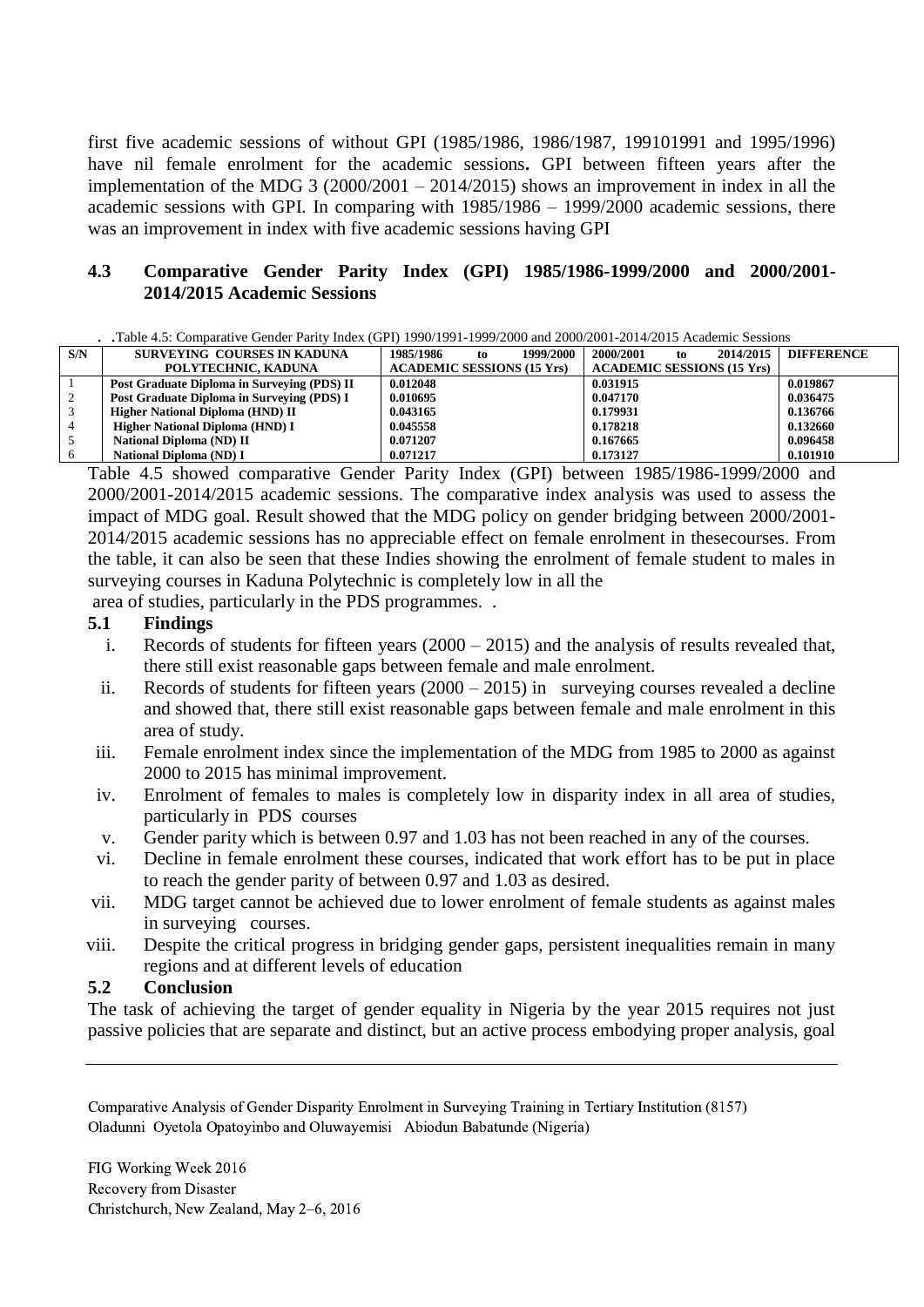first five academic sessions of without GPI (1985/1986, 1986/1987, 199101991 and 1995/1996) have nil female enrolment for the academic sessions**.** GPI between fifteen years after the implementation of the MDG 3 (2000/2001 – 2014/2015) shows an improvement in index in all the academic sessions with GPI. In comparing with 1985/1986 – 1999/2000 academic sessions, there was an improvement in index with five academic sessions having GPI

## 4.3 Comparative Gender Parity Index (GPI) 1985/1986-1999/2000 and 2000/2001-2014/2015 Academic Sessions

. .Table 4.5: Comparative Gender Parity Index (GPI) 1990/1991-1999/2000 and 2000/2001-2014/2015 Academic Sessions

| S/N | SURVEYING COURSES IN KADUNA POLYTECHNIC, KADUNA | 1985/1986 to 1999/2000 ACADEMIC SESSIONS (15 Yrs) | 2000/2001 to 2014/2015 ACADEMIC SESSIONS (15 Yrs) | DIFFERENCE |
|---|---|---|---|---|
| 1 | Post Graduate Diploma in Surveying (PDS) II | 0.012048 | 0.031915 | 0.019867 |
| 2 | Post Graduate Diploma in Surveying (PDS) I | 0.010695 | 0.047170 | 0.036475 |
| 3 | Higher National Diploma (HND) II | 0.043165 | 0.179931 | 0.136766 |
| 4 | Higher National Diploma (HND) I | 0.045558 | 0.178218 | 0.132660 |
| 5 | National Diploma (ND) II | 0.071207 | 0.167665 | 0.096458 |
| 6 | National Diploma (ND) I | 0.071217 | 0.173127 | 0.101910 |

Table 4.5 showed comparative Gender Parity Index (GPI) between 1985/1986-1999/2000 and 2000/2001-2014/2015 academic sessions. The comparative index analysis was used to assess the impact of MDG goal. Result showed that the MDG policy on gender bridging between 2000/2001-2014/2015 academic sessions has no appreciable effect on female enrolment in thesecourses. From the table, it can also be seen that these Indies showing the enrolment of female student to males in surveying courses in Kaduna Polytechnic is completely low in all the area of studies, particularly in the PDS programmes. .

## 5.1 Findings

i. Records of students for fifteen years (2000 – 2015) and the analysis of results revealed that, there still exist reasonable gaps between female and male enrolment.

ii. Records of students for fifteen years (2000 – 2015) in surveying courses revealed a decline and showed that, there still exist reasonable gaps between female and male enrolment in this area of study.

iii. Female enrolment index since the implementation of the MDG from 1985 to 2000 as against 2000 to 2015 has minimal improvement.

iv. Enrolment of females to males is completely low in disparity index in all area of studies, particularly in PDS courses

v. Gender parity which is between 0.97 and 1.03 has not been reached in any of the courses.

vi. Decline in female enrolment these courses, indicated that work effort has to be put in place to reach the gender parity of between 0.97 and 1.03 as desired.

vii. MDG target cannot be achieved due to lower enrolment of female students as against males in surveying courses.

viii. Despite the critical progress in bridging gender gaps, persistent inequalities remain in many regions and at different levels of education

## 5.2 Conclusion

The task of achieving the target of gender equality in Nigeria by the year 2015 requires not just passive policies that are separate and distinct, but an active process embodying proper analysis, goal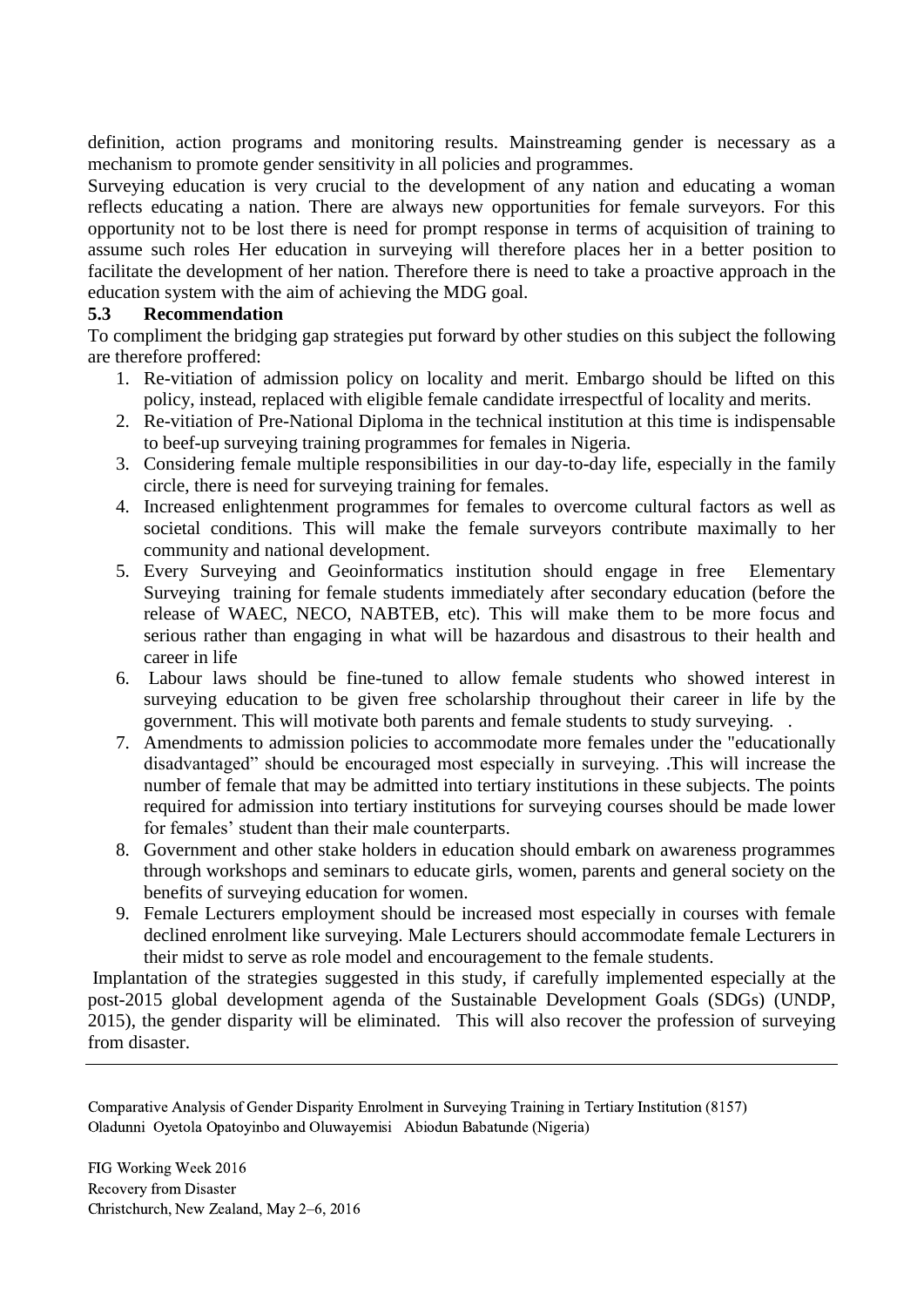definition, action programs and monitoring results. Mainstreaming gender is necessary as a mechanism to promote gender sensitivity in all policies and programmes.

Surveying education is very crucial to the development of any nation and educating a woman reflects educating a nation. There are always new opportunities for female surveyors. For this opportunity not to be lost there is need for prompt response in terms of acquisition of training to assume such roles Her education in surveying will therefore places her in a better position to facilitate the development of her nation. Therefore there is need to take a proactive approach in the education system with the aim of achieving the MDG goal.

### 5.3 Recommendation

To compliment the bridging gap strategies put forward by other studies on this subject the following are therefore proffered:

1. Re-vitiation of admission policy on locality and merit. Embargo should be lifted on this policy, instead, replaced with eligible female candidate irrespectful of locality and merits.
2. Re-vitiation of Pre-National Diploma in the technical institution at this time is indispensable to beef-up surveying training programmes for females in Nigeria.
3. Considering female multiple responsibilities in our day-to-day life, especially in the family circle, there is need for surveying training for females.
4. Increased enlightenment programmes for females to overcome cultural factors as well as societal conditions. This will make the female surveyors contribute maximally to her community and national development.
5. Every Surveying and Geoinformatics institution should engage in free Elementary Surveying training for female students immediately after secondary education (before the release of WAEC, NECO, NABTEB, etc). This will make them to be more focus and serious rather than engaging in what will be hazardous and disastrous to their health and career in life
6. Labour laws should be fine-tuned to allow female students who showed interest in surveying education to be given free scholarship throughout their career in life by the government. This will motivate both parents and female students to study surveying. .
7. Amendments to admission policies to accommodate more females under the "educationally disadvantaged" should be encouraged most especially in surveying. .This will increase the number of female that may be admitted into tertiary institutions in these subjects. The points required for admission into tertiary institutions for surveying courses should be made lower for females' student than their male counterparts.
8. Government and other stake holders in education should embark on awareness programmes through workshops and seminars to educate girls, women, parents and general society on the benefits of surveying education for women.
9. Female Lecturers employment should be increased most especially in courses with female declined enrolment like surveying. Male Lecturers should accommodate female Lecturers in their midst to serve as role model and encouragement to the female students.

Implantation of the strategies suggested in this study, if carefully implemented especially at the post-2015 global development agenda of the Sustainable Development Goals (SDGs) (UNDP, 2015), the gender disparity will be eliminated. This will also recover the profession of surveying from disaster.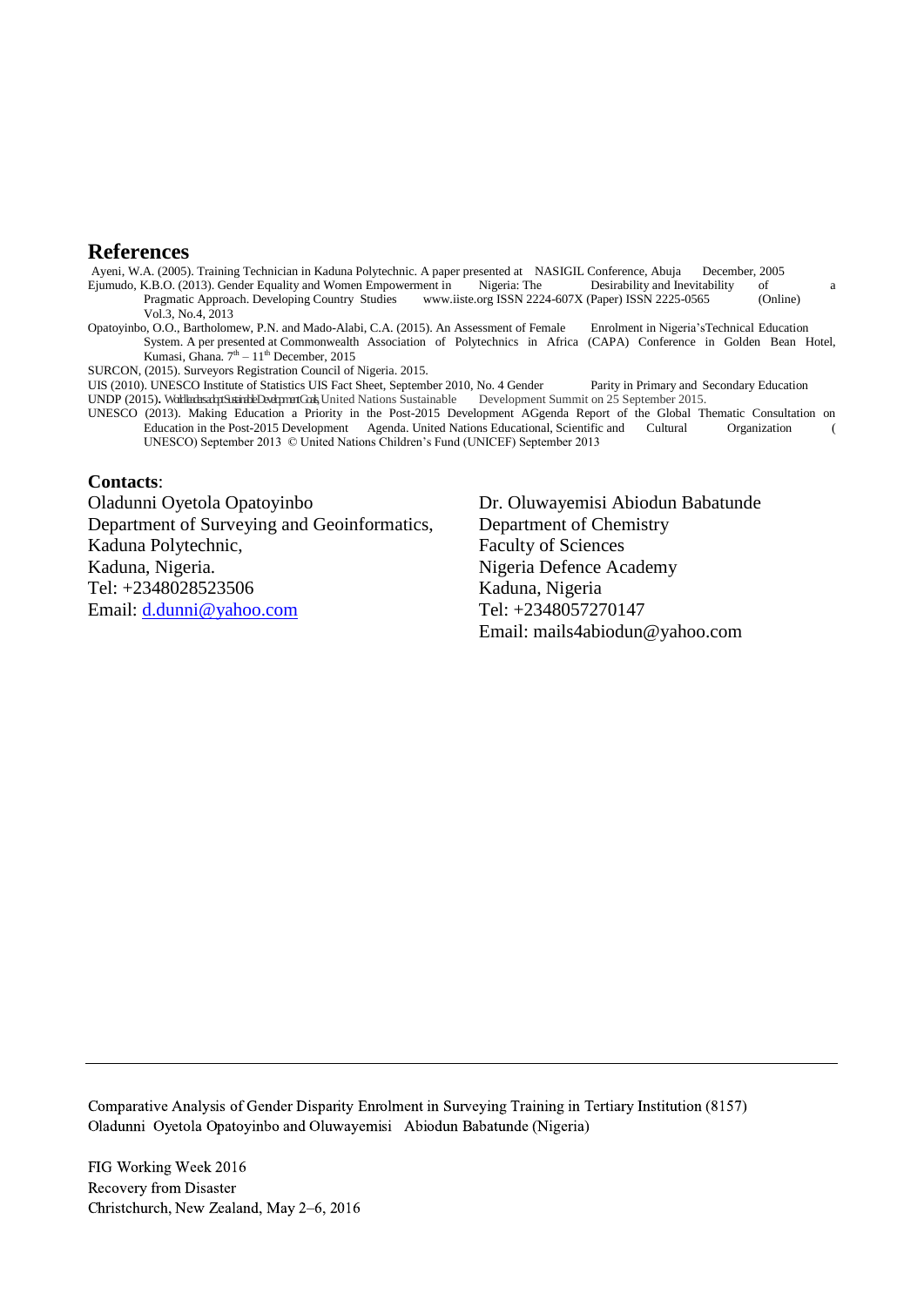## References

Ayeni, W.A. (2005). Training Technician in Kaduna Polytechnic. A paper presented at NASIGIL Conference, Abuja December, 2005

Ejumudo, K.B.O. (2013). Gender Equality and Women Empowerment in Nigeria: The Desirability and Inevitability of a Pragmatic Approach. Developing Country Studies www.iiste.org ISSN 2224-607X (Paper) ISSN 2225-0565 (Online) Vol.3, No.4, 2013

Opatoyinbo, O.O., Bartholomew, P.N. and Mado-Alabi, C.A. (2015). An Assessment of Female Enrolment in Nigeria'sTechnical Education System. A per presented at Commonwealth Association of Polytechnics in Africa (CAPA) Conference in Golden Bean Hotel, Kumasi, Ghana. 7th – 11th December, 2015

SURCON, (2015). Surveyors Registration Council of Nigeria. 2015.

UIS (2010). UNESCO Institute of Statistics UIS Fact Sheet, September 2010, No. 4 Gender Parity in Primary and Secondary Education

UNDP (2015). World leaders adopt Sustainable Development Goals, United Nations Sustainable Development Summit on 25 September 2015.

UNESCO (2013). Making Education a Priority in the Post-2015 Development AGgenda Report of the Global Thematic Consultation on Education in the Post-2015 Development Agenda. United Nations Educational, Scientific and Cultural Organization (UNESCO) September 2013 © United Nations Children's Fund (UNICEF) September 2013

**Contacts**:

Oladunni Oyetola Opatoyinbo
Department of Surveying and Geoinformatics,
Kaduna Polytechnic,
Kaduna, Nigeria.
Tel: +2348028523506
Email: d.dunni@yahoo.com

Dr. Oluwayemisi Abiodun Babatunde
Department of Chemistry
Faculty of Sciences
Nigeria Defence Academy
Kaduna, Nigeria
Tel: +2348057270147
Email: mails4abiodun@yahoo.com